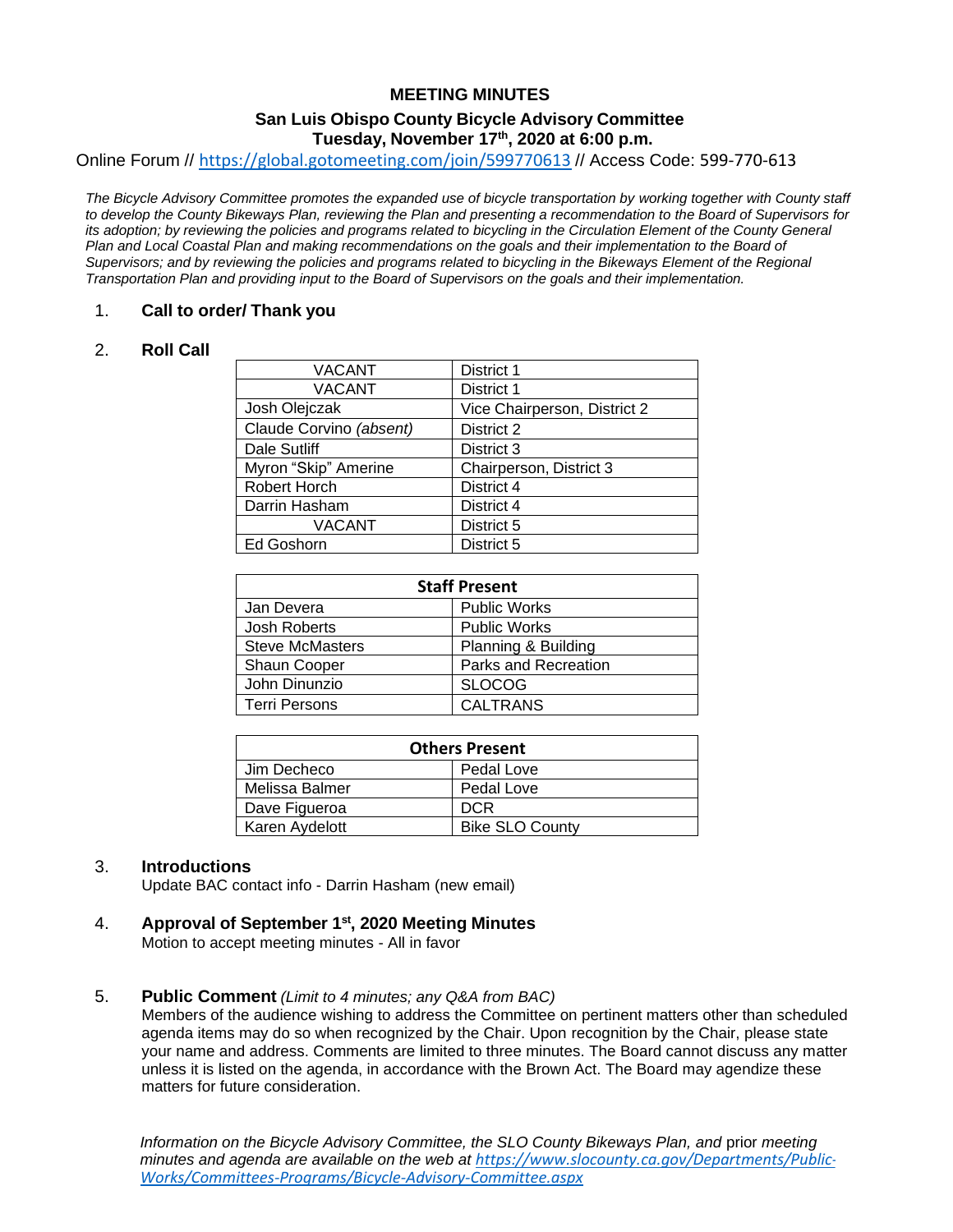# MEETING MINUTES

## San Luis Obispo County Bicycle Advisory Committee
## Tuesday, November 17th, 2020 at 6:00 p.m.

Online Forum // https://global.gotomeeting.com/join/599770613 // Access Code: 599-770-613

*The Bicycle Advisory Committee promotes the expanded use of bicycle transportation by working together with County staff to develop the County Bikeways Plan, reviewing the Plan and presenting a recommendation to the Board of Supervisors for its adoption; by reviewing the policies and programs related to bicycling in the Circulation Element of the County General Plan and Local Coastal Plan and making recommendations on the goals and their implementation to the Board of Supervisors; and by reviewing the policies and programs related to bicycling in the Bikeways Element of the Regional Transportation Plan and providing input to the Board of Supervisors on the goals and their implementation.*

1. **Call to order/ Thank you**

2. **Roll Call**

| | |
|---|---|
| VACANT | District 1 |
| VACANT | District 1 |
| Josh Olejczak | Vice Chairperson, District 2 |
| Claude Corvino *(absent)* | District 2 |
| Dale Sutliff | District 3 |
| Myron "Skip" Amerine | Chairperson, District 3 |
| Robert Horch | District 4 |
| Darrin Hasham | District 4 |
| VACANT | District 5 |
| Ed Goshorn | District 5 |

| **Staff Present** | |
|---|---|
| Jan Devera | Public Works |
| Josh Roberts | Public Works |
| Steve McMasters | Planning & Building |
| Shaun Cooper | Parks and Recreation |
| John Dinunzio | SLOCOG |
| Terri Persons | CALTRANS |

| **Others Present** | |
|---|---|
| Jim Decheco | Pedal Love |
| Melissa Balmer | Pedal Love |
| Dave Figueroa | DCR |
| Karen Aydelott | Bike SLO County |

3. **Introductions**
   Update BAC contact info - Darrin Hasham (new email)

4. **Approval of September 1st, 2020 Meeting Minutes**
   Motion to accept meeting minutes - All in favor

5. **Public Comment** *(Limit to 4 minutes; any Q&A from BAC)*
   Members of the audience wishing to address the Committee on pertinent matters other than scheduled agenda items may do so when recognized by the Chair. Upon recognition by the Chair, please state your name and address. Comments are limited to three minutes. The Board cannot discuss any matter unless it is listed on the agenda, in accordance with the Brown Act. The Board may agendize these matters for future consideration.

*Information on the Bicycle Advisory Committee, the SLO County Bikeways Plan, and* prior *meeting minutes and agenda are available on the web at https://www.slocounty.ca.gov/Departments/Public-Works/Committees-Programs/Bicycle-Advisory-Committee.aspx*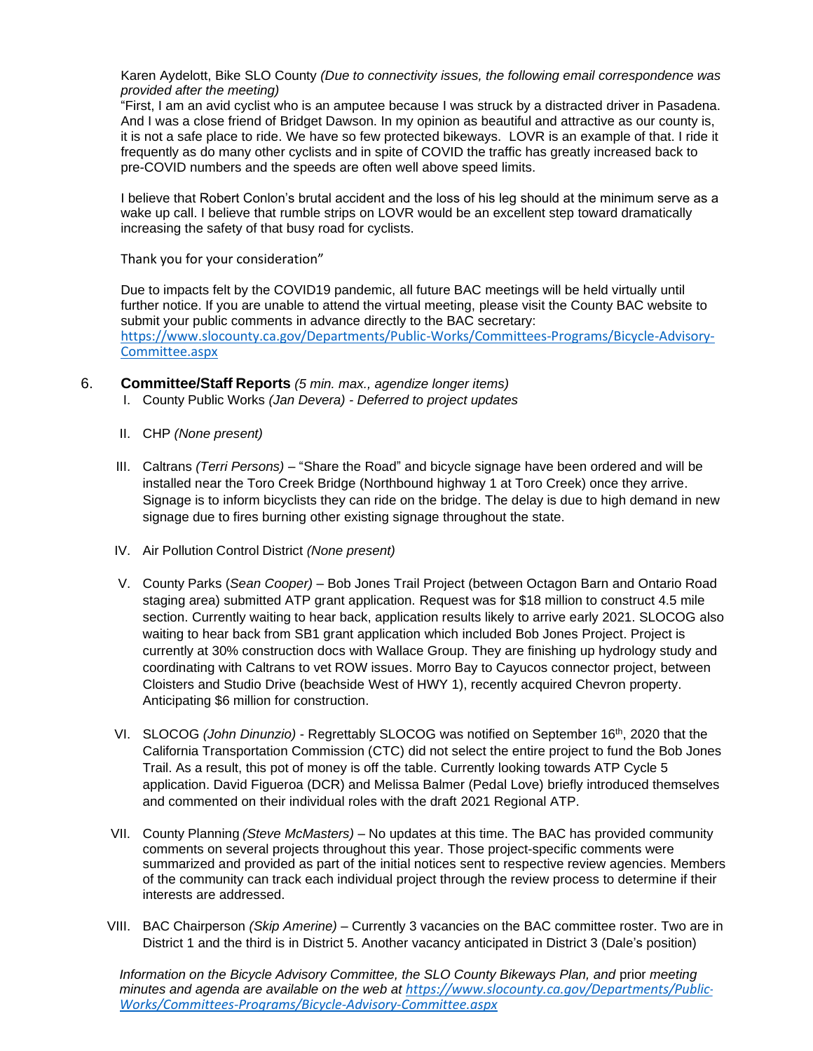Karen Aydelott, Bike SLO County *(Due to connectivity issues, the following email correspondence was provided after the meeting)*

"First, I am an avid cyclist who is an amputee because I was struck by a distracted driver in Pasadena. And I was a close friend of Bridget Dawson. In my opinion as beautiful and attractive as our county is, it is not a safe place to ride. We have so few protected bikeways. LOVR is an example of that. I ride it frequently as do many other cyclists and in spite of COVID the traffic has greatly increased back to pre-COVID numbers and the speeds are often well above speed limits.

I believe that Robert Conlon's brutal accident and the loss of his leg should at the minimum serve as a wake up call. I believe that rumble strips on LOVR would be an excellent step toward dramatically increasing the safety of that busy road for cyclists.

Thank you for your consideration"

Due to impacts felt by the COVID19 pandemic, all future BAC meetings will be held virtually until further notice. If you are unable to attend the virtual meeting, please visit the County BAC website to submit your public comments in advance directly to the BAC secretary: https://www.slocounty.ca.gov/Departments/Public-Works/Committees-Programs/Bicycle-Advisory-Committee.aspx

6. **Committee/Staff Reports** *(5 min. max., agendize longer items)*

   I. County Public Works *(Jan Devera) - Deferred to project updates*

   II. CHP *(None present)*

   III. Caltrans *(Terri Persons)* – "Share the Road" and bicycle signage have been ordered and will be installed near the Toro Creek Bridge (Northbound highway 1 at Toro Creek) once they arrive. Signage is to inform bicyclists they can ride on the bridge. The delay is due to high demand in new signage due to fires burning other existing signage throughout the state.

   IV. Air Pollution Control District *(None present)*

   V. County Parks (*Sean Cooper)* – Bob Jones Trail Project (between Octagon Barn and Ontario Road staging area) submitted ATP grant application. Request was for $18 million to construct 4.5 mile section. Currently waiting to hear back, application results likely to arrive early 2021. SLOCOG also waiting to hear back from SB1 grant application which included Bob Jones Project. Project is currently at 30% construction docs with Wallace Group. They are finishing up hydrology study and coordinating with Caltrans to vet ROW issues. Morro Bay to Cayucos connector project, between Cloisters and Studio Drive (beachside West of HWY 1), recently acquired Chevron property. Anticipating $6 million for construction.

   VI. SLOCOG *(John Dinunzio)* - Regrettably SLOCOG was notified on September 16th, 2020 that the California Transportation Commission (CTC) did not select the entire project to fund the Bob Jones Trail. As a result, this pot of money is off the table. Currently looking towards ATP Cycle 5 application. David Figueroa (DCR) and Melissa Balmer (Pedal Love) briefly introduced themselves and commented on their individual roles with the draft 2021 Regional ATP.

   VII. County Planning *(Steve McMasters)* – No updates at this time. The BAC has provided community comments on several projects throughout this year. Those project-specific comments were summarized and provided as part of the initial notices sent to respective review agencies. Members of the community can track each individual project through the review process to determine if their interests are addressed.

   VIII. BAC Chairperson *(Skip Amerine)* – Currently 3 vacancies on the BAC committee roster. Two are in District 1 and the third is in District 5. Another vacancy anticipated in District 3 (Dale's position)

*Information on the Bicycle Advisory Committee, the SLO County Bikeways Plan, and* prior *meeting minutes and agenda are available on the web at https://www.slocounty.ca.gov/Departments/Public-Works/Committees-Programs/Bicycle-Advisory-Committee.aspx*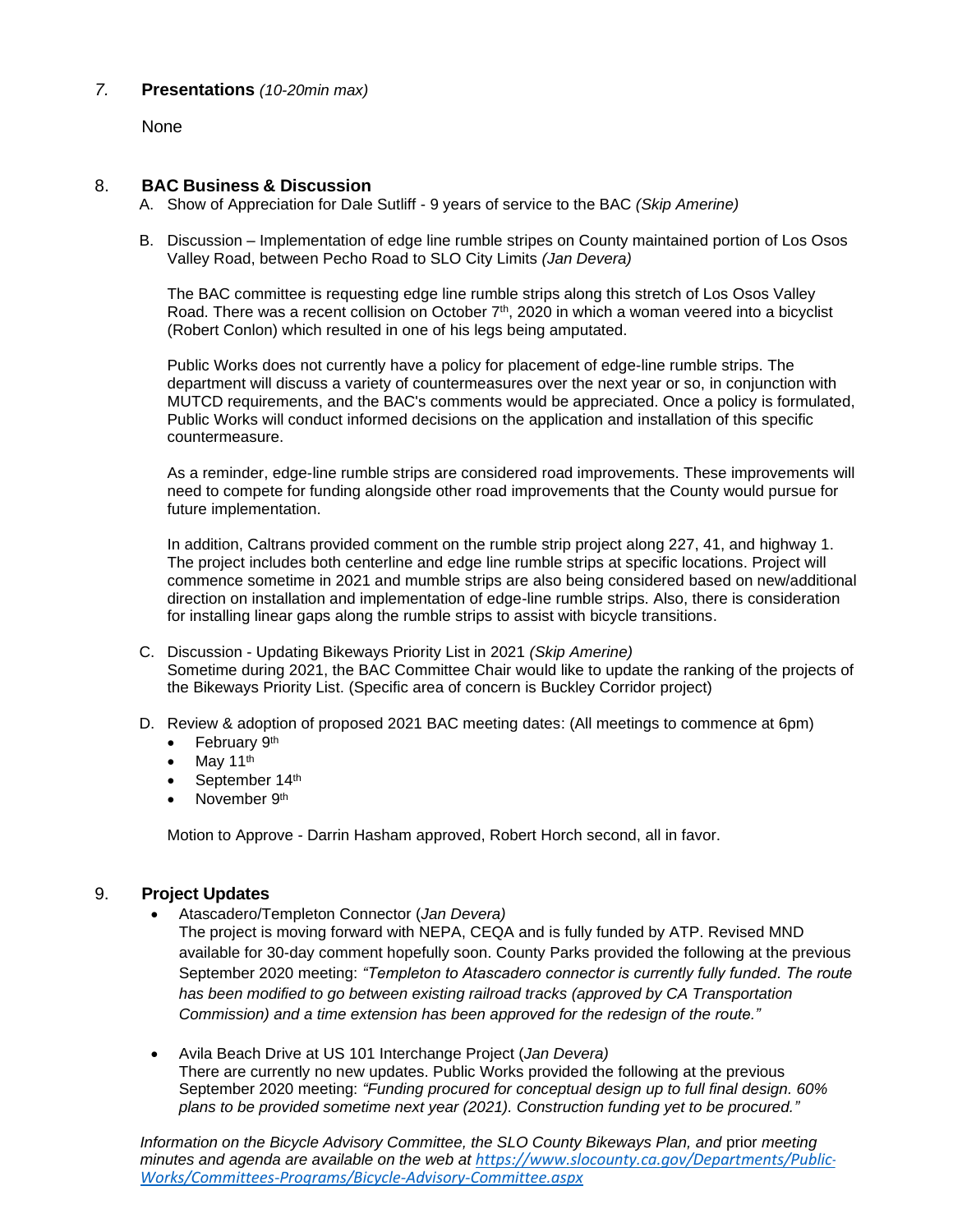## 7. **Presentations** *(10-20min max)*

None

## 8. **BAC Business & Discussion**

A. Show of Appreciation for Dale Sutliff - 9 years of service to the BAC *(Skip Amerine)*

B. Discussion – Implementation of edge line rumble stripes on County maintained portion of Los Osos Valley Road, between Pecho Road to SLO City Limits *(Jan Devera)*

The BAC committee is requesting edge line rumble strips along this stretch of Los Osos Valley Road. There was a recent collision on October 7th, 2020 in which a woman veered into a bicyclist (Robert Conlon) which resulted in one of his legs being amputated.

Public Works does not currently have a policy for placement of edge-line rumble strips. The department will discuss a variety of countermeasures over the next year or so, in conjunction with MUTCD requirements, and the BAC's comments would be appreciated. Once a policy is formulated, Public Works will conduct informed decisions on the application and installation of this specific countermeasure.

As a reminder, edge-line rumble strips are considered road improvements. These improvements will need to compete for funding alongside other road improvements that the County would pursue for future implementation.

In addition, Caltrans provided comment on the rumble strip project along 227, 41, and highway 1. The project includes both centerline and edge line rumble strips at specific locations. Project will commence sometime in 2021 and mumble strips are also being considered based on new/additional direction on installation and implementation of edge-line rumble strips. Also, there is consideration for installing linear gaps along the rumble strips to assist with bicycle transitions.

C. Discussion - Updating Bikeways Priority List in 2021 *(Skip Amerine)*
Sometime during 2021, the BAC Committee Chair would like to update the ranking of the projects of the Bikeways Priority List. (Specific area of concern is Buckley Corridor project)

D. Review & adoption of proposed 2021 BAC meeting dates: (All meetings to commence at 6pm)

- February 9th
- May 11th
- September 14th
- November 9th

Motion to Approve - Darrin Hasham approved, Robert Horch second, all in favor.

## 9. **Project Updates**

- Atascadero/Templeton Connector (*Jan Devera)*
The project is moving forward with NEPA, CEQA and is fully funded by ATP. Revised MND available for 30-day comment hopefully soon. County Parks provided the following at the previous September 2020 meeting: *"Templeton to Atascadero connector is currently fully funded. The route has been modified to go between existing railroad tracks (approved by CA Transportation Commission) and a time extension has been approved for the redesign of the route."*

- Avila Beach Drive at US 101 Interchange Project (*Jan Devera)*
There are currently no new updates. Public Works provided the following at the previous September 2020 meeting: *"Funding procured for conceptual design up to full final design. 60% plans to be provided sometime next year (2021). Construction funding yet to be procured."*

*Information on the Bicycle Advisory Committee, the SLO County Bikeways Plan, and* prior *meeting minutes and agenda are available on the web at [https://www.slocounty.ca.gov/Departments/Public-Works/Committees-Programs/Bicycle-Advisory-Committee.aspx](https://www.slocounty.ca.gov/Departments/Public-Works/Committees-Programs/Bicycle-Advisory-Committee.aspx)*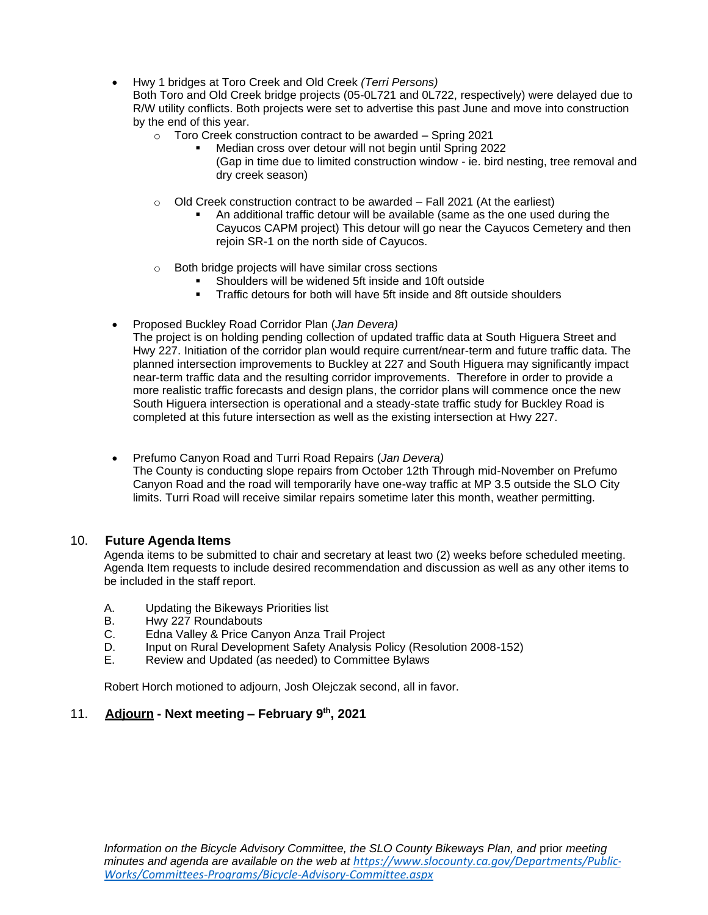- Hwy 1 bridges at Toro Creek and Old Creek *(Terri Persons)*
  Both Toro and Old Creek bridge projects (05-0L721 and 0L722, respectively) were delayed due to R/W utility conflicts. Both projects were set to advertise this past June and move into construction by the end of this year.
  - Toro Creek construction contract to be awarded – Spring 2021
    - Median cross over detour will not begin until Spring 2022
      (Gap in time due to limited construction window - ie. bird nesting, tree removal and dry creek season)
  - Old Creek construction contract to be awarded – Fall 2021 (At the earliest)
    - An additional traffic detour will be available (same as the one used during the Cayucos CAPM project) This detour will go near the Cayucos Cemetery and then rejoin SR-1 on the north side of Cayucos.
  - Both bridge projects will have similar cross sections
    - Shoulders will be widened 5ft inside and 10ft outside
    - Traffic detours for both will have 5ft inside and 8ft outside shoulders

- Proposed Buckley Road Corridor Plan (*Jan Devera)*
  The project is on holding pending collection of updated traffic data at South Higuera Street and Hwy 227. Initiation of the corridor plan would require current/near-term and future traffic data. The planned intersection improvements to Buckley at 227 and South Higuera may significantly impact near-term traffic data and the resulting corridor improvements. Therefore in order to provide a more realistic traffic forecasts and design plans, the corridor plans will commence once the new South Higuera intersection is operational and a steady-state traffic study for Buckley Road is completed at this future intersection as well as the existing intersection at Hwy 227.

- Prefumo Canyon Road and Turri Road Repairs (*Jan Devera)*
  The County is conducting slope repairs from October 12th Through mid-November on Prefumo Canyon Road and the road will temporarily have one-way traffic at MP 3.5 outside the SLO City limits. Turri Road will receive similar repairs sometime later this month, weather permitting.

## 10. Future Agenda Items

Agenda items to be submitted to chair and secretary at least two (2) weeks before scheduled meeting. Agenda Item requests to include desired recommendation and discussion as well as any other items to be included in the staff report.

A. Updating the Bikeways Priorities list
B. Hwy 227 Roundabouts
C. Edna Valley & Price Canyon Anza Trail Project
D. Input on Rural Development Safety Analysis Policy (Resolution 2008-152)
E. Review and Updated (as needed) to Committee Bylaws

Robert Horch motioned to adjourn, Josh Olejczak second, all in favor.

## 11. <u>Adjourn</u> - Next meeting – February 9th, 2021

*Information on the Bicycle Advisory Committee, the SLO County Bikeways Plan, and* prior *meeting minutes and agenda are available on the web at [https://www.slocounty.ca.gov/Departments/Public-Works/Committees-Programs/Bicycle-Advisory-Committee.aspx](https://www.slocounty.ca.gov/Departments/Public-Works/Committees-Programs/Bicycle-Advisory-Committee.aspx)*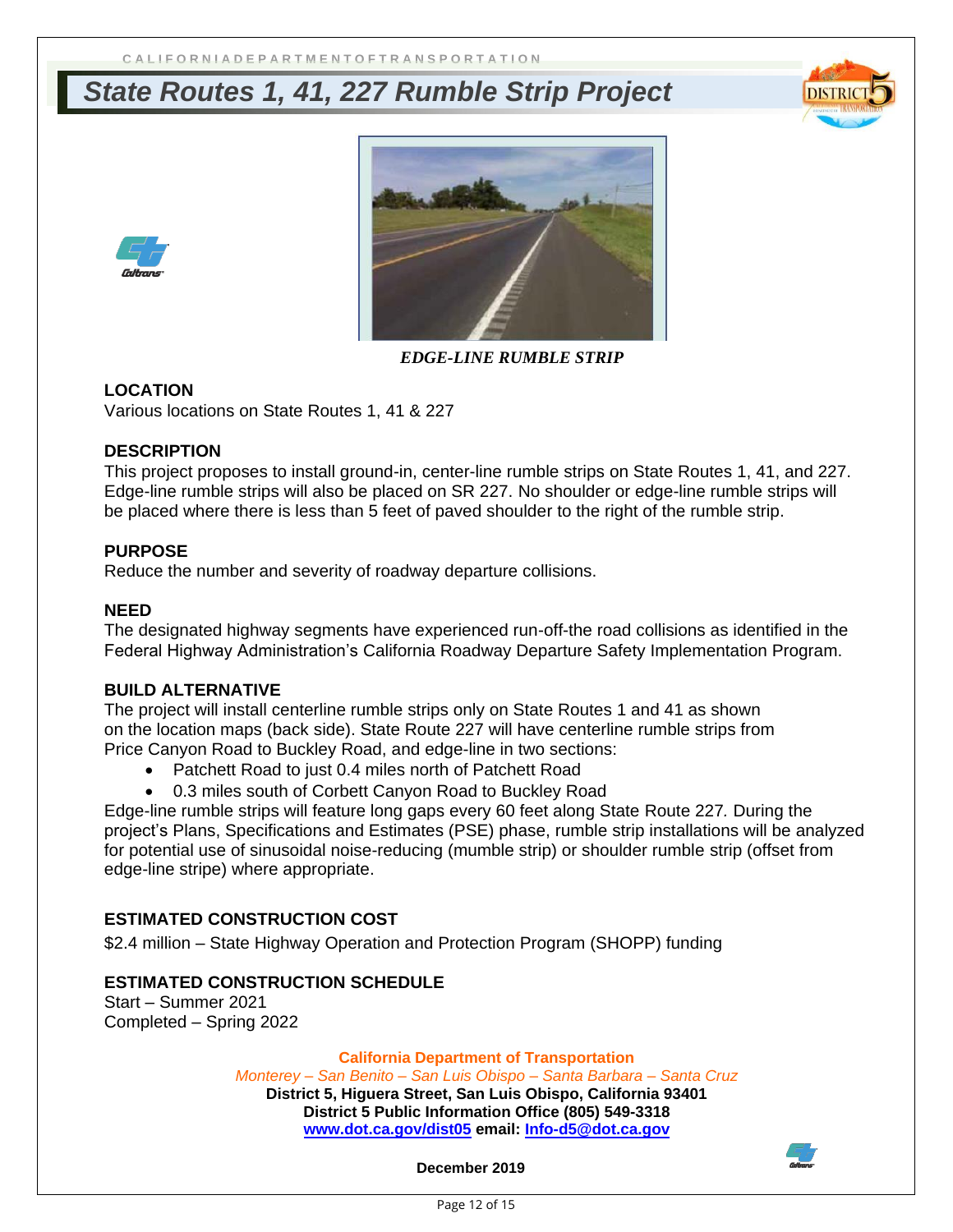CALIFORNIA DEPARTMENT OF TRANSPORTATION

# State Routes 1, 41, 227 Rumble Strip Project

***EDGE-LINE RUMBLE STRIP***

**LOCATION**

Various locations on State Routes 1, 41 & 227

**DESCRIPTION**

This project proposes to install ground-in, center-line rumble strips on State Routes 1, 41, and 227. Edge-line rumble strips will also be placed on SR 227. No shoulder or edge-line rumble strips will be placed where there is less than 5 feet of paved shoulder to the right of the rumble strip.

**PURPOSE**

Reduce the number and severity of roadway departure collisions.

**NEED**

The designated highway segments have experienced run-off-the road collisions as identified in the Federal Highway Administration's California Roadway Departure Safety Implementation Program.

**BUILD ALTERNATIVE**

The project will install centerline rumble strips only on State Routes 1 and 41 as shown on the location maps (back side). State Route 227 will have centerline rumble strips from Price Canyon Road to Buckley Road, and edge-line in two sections:

- Patchett Road to just 0.4 miles north of Patchett Road
- 0.3 miles south of Corbett Canyon Road to Buckley Road

Edge-line rumble strips will feature long gaps every 60 feet along State Route 227. During the project's Plans, Specifications and Estimates (PSE) phase, rumble strip installations will be analyzed for potential use of sinusoidal noise-reducing (mumble strip) or shoulder rumble strip (offset from edge-line stripe) where appropriate.

**ESTIMATED CONSTRUCTION COST**

$2.4 million – State Highway Operation and Protection Program (SHOPP) funding

**ESTIMATED CONSTRUCTION SCHEDULE**

Start – Summer 2021
Completed – Spring 2022

**California Department of Transportation**
*Monterey – San Benito – San Luis Obispo – Santa Barbara – Santa Cruz*
**District 5, Higuera Street, San Luis Obispo, California 93401**
**District 5 Public Information Office (805) 549-3318**
**[www.dot.ca.gov/dist05](http://www.dot.ca.gov/dist05) email: [Info-d5@dot.ca.gov](mailto:Info-d5@dot.ca.gov)**

**December 2019**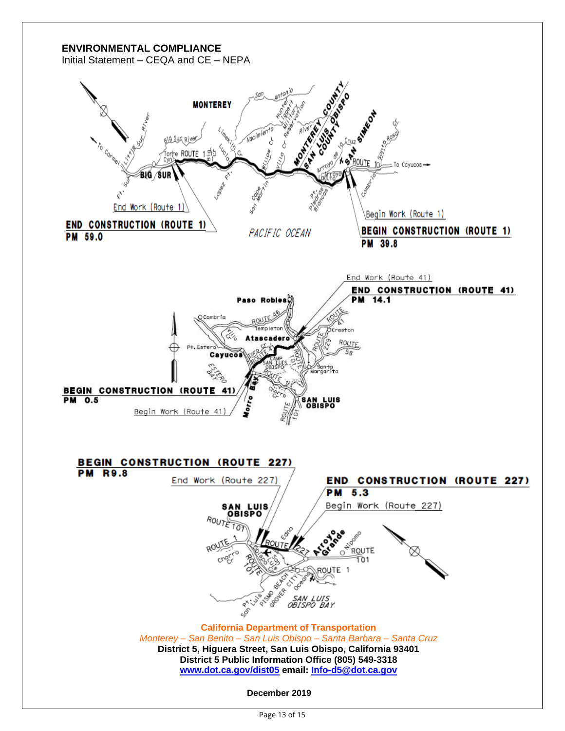**ENVIRONMENTAL COMPLIANCE**
Initial Statement – CEQA and CE – NEPA

END CONSTRUCTION (ROUTE 1)
PM 59.0

End Work (Route 1)

BEGIN CONSTRUCTION (ROUTE 1)
PM 39.8

Begin Work (Route 1)

END CONSTRUCTION (ROUTE 41)
PM 14.1

End Work (Route 41)

BEGIN CONSTRUCTION (ROUTE 41)
PM 0.5

Begin Work (Route 41)

BEGIN CONSTRUCTION (ROUTE 227)
PM R9.8

End Work (Route 227)

END CONSTRUCTION (ROUTE 227)
PM 5.3

Begin Work (Route 227)

**California Department of Transportation**
*Monterey – San Benito – San Luis Obispo – Santa Barbara – Santa Cruz*
**District 5, Higuera Street, San Luis Obispo, California 93401**
**District 5 Public Information Office (805) 549-3318**
**www.dot.ca.gov/dist05 email: Info-d5@dot.ca.gov**

**December 2019**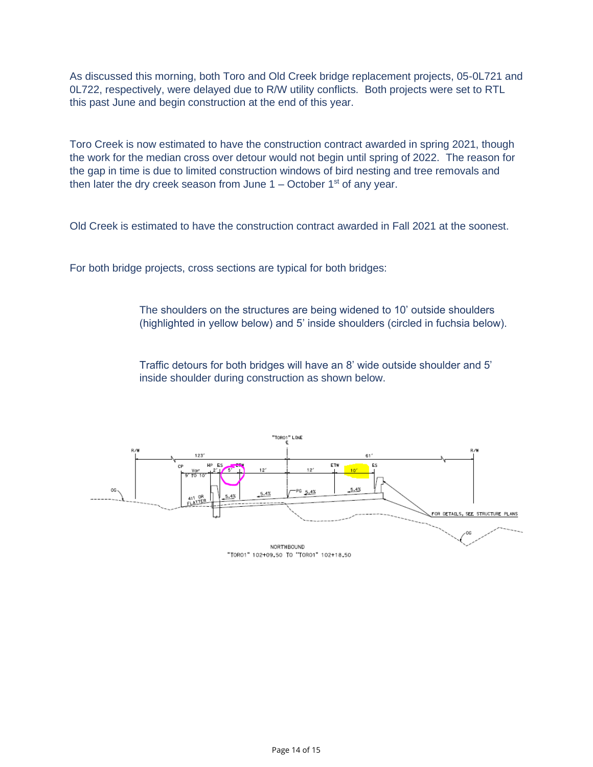As discussed this morning, both Toro and Old Creek bridge replacement projects, 05-0L721 and 0L722, respectively, were delayed due to R/W utility conflicts. Both projects were set to RTL this past June and begin construction at the end of this year.

Toro Creek is now estimated to have the construction contract awarded in spring 2021, though the work for the median cross over detour would not begin until spring of 2022. The reason for the gap in time is due to limited construction windows of bird nesting and tree removals and then later the dry creek season from June 1 – October 1st of any year.

Old Creek is estimated to have the construction contract awarded in Fall 2021 at the soonest.

For both bridge projects, cross sections are typical for both bridges:

> The shoulders on the structures are being widened to 10' outside shoulders (highlighted in yellow below) and 5' inside shoulders (circled in fuchsia below).
>
> Traffic detours for both bridges will have an 8' wide outside shoulder and 5' inside shoulder during construction as shown below.

"TORO1" LINE

R/W | 123' | 61' | R/W

CP | HP | ES | ETW | ETW | ES

Var 9' TO 10' | 2' | 5' | 12' | 12' | 10'

OG | 4:1 OR FLATTER | 5.4% | 5.4% | PG 5.4% | 5.4%

FOR DETAILS, SEE STRUCTURE PLANS

NORTHBOUND
"TORO1" 102+09.50 TO "TORO1" 102+18.50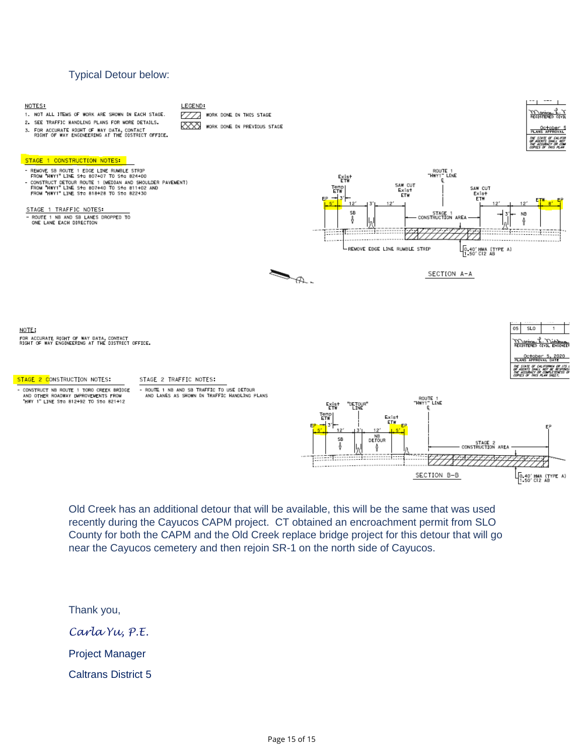Typical Detour below:

NOTES:

1. NOT ALL ITEMS OF WORK ARE SHOWN IN EACH STAGE.
2. SEE TRAFFIC HANDLING PLANS FOR MORE DETAILS.
3. FOR ACCURATE RIGHT OF WAY DATA, CONTACT RIGHT OF WAY ENGINEERING AT THE DISTRICT OFFICE.

LEGEND:

WORK DONE IN THIS STAGE

WORK DONE IN PREVIOUS STAGE

STAGE 1 CONSTRUCTION NOTES:

- REMOVE SB ROUTE 1 EDGE LINE RUMBLE STRIP FROM "HWY1" LINE Sta 807+07 TO Sta 824+00
- CONSTRUCT DETOUR ROUTE 1 (MEDIAN AND SHOULDER PAVEMENT) FROM "HWY1" LINE Sta 807+40 TO Sta 811+02 AND FROM "HWY1" LINE Sta 818+28 TO Sta 822+30

STAGE 1 TRAFFIC NOTES:

- ROUTE 1 NB AND SB LANES DROPPED TO ONE LANE EACH DIRECTION

Exist ETW
Temp ETW
EP 5' 3' 12' 3' 12'
SB
SAW CUT Exist ETW
ROUTE 1 "HWY1" LINE
STAGE 1 CONSTRUCTION AREA
SAW CUT Exist ETW
12' 12' ETW 8' EP
3'
NB
REMOVE EDGE LINE RUMBLE STRIP
0.40' HMA (TYPE A)
1.50' CI2 AB

SECTION A-A

REGISTERED CIVIL

October 5

PLANS APPROVAL

THE STATE OF CALIFORNIA OR ITS OFFICERS OR AGENTS SHALL NOT BE RESPONSIBLE FOR THE ACCURACY OR COMPLETENESS OF COPIES OF THIS PLAN SHEET.

NOTE:

FOR ACCURATE RIGHT OF WAY DATA, CONTACT RIGHT OF WAY ENGINEERING AT THE DISTRICT OFFICE.

STAGE 2 CONSTRUCTION NOTES:

- CONSTRUCT NB ROUTE 1 TORO CREEK BRIDGE AND OTHER ROADWAY IMPROVEMENTS FROM "HWY 1" LINE Sta 812+92 TO Sta 821+12

STAGE 2 TRAFFIC NOTES:

- ROUTE 1 NB AND SB TRAFFIC TO USE DETOUR AND LANES AS SHOWN IN TRAFFIC HANDLING PLANS

| 05 | SLO | 1 |
|---|---|---|

REGISTERED CIVIL ENGINEER

October 5, 2020

PLANS APPROVAL DATE

THE STATE OF CALIFORNIA OR ITS OFFICERS OR AGENTS SHALL NOT BE RESPONSIBLE FOR THE ACCURACY OR COMPLETENESS OF COPIES OF THIS PLAN SHEET.

Exist ETW
"DETOUR" LINE
Temp ETW
EP 5' 3' 12' 3' 12' 5' EP
SB
NB DETOUR
Exist ETW
ROUTE 1 "HWY1" LINE
EP
STAGE 2 CONSTRUCTION AREA
0.40' HMA (TYPE A)
1.50' CI2 AB

SECTION B-B

Old Creek has an additional detour that will be available, this will be the same that was used recently during the Cayucos CAPM project. CT obtained an encroachment permit from SLO County for both the CAPM and the Old Creek replace bridge project for this detour that will go near the Cayucos cemetery and then rejoin SR-1 on the north side of Cayucos.

Thank you,

*Carla Yu, P.E.*

Project Manager

Caltrans District 5